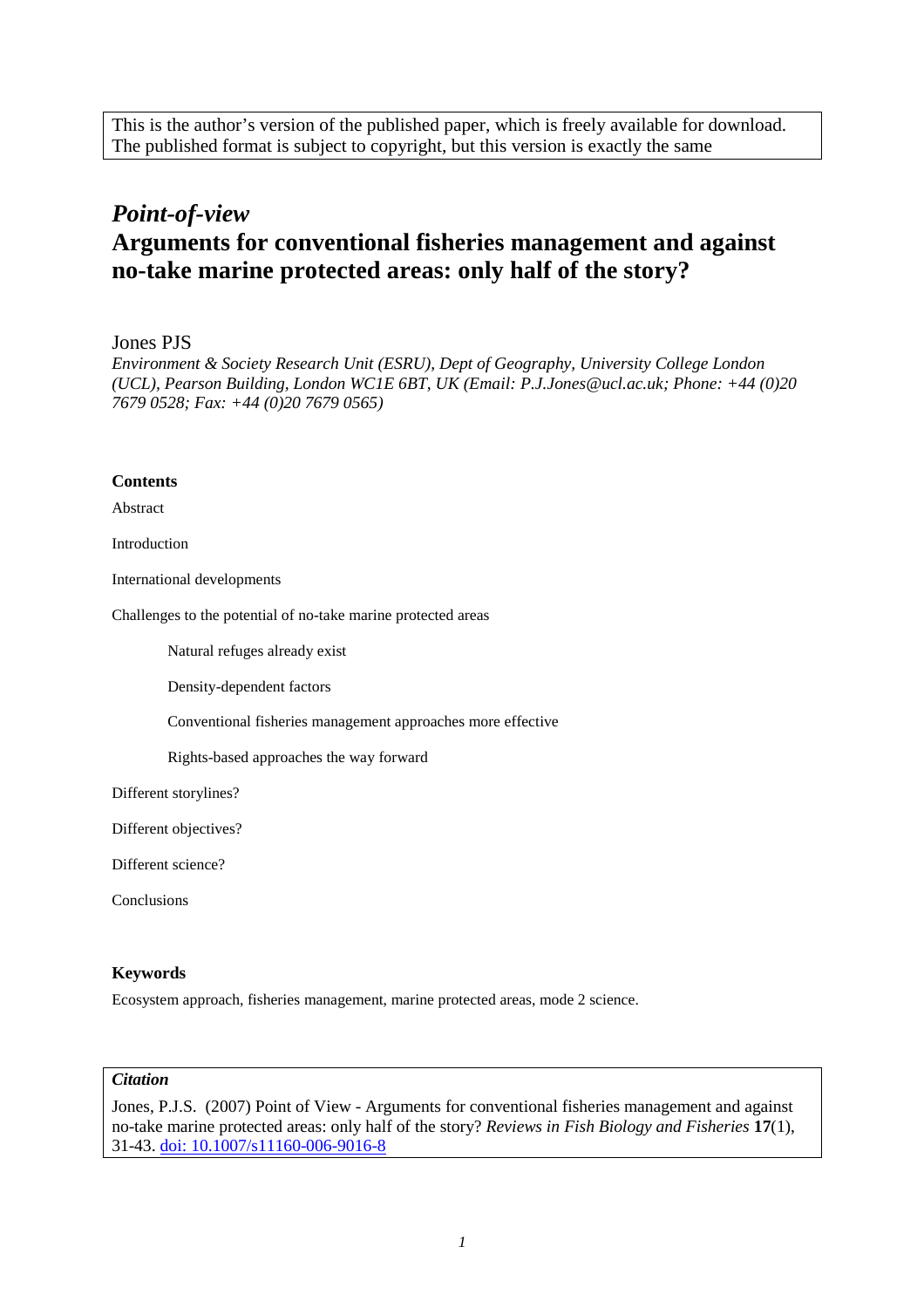This is the author's version of the published paper, which is freely available for download. The published format is subject to copyright, but this version is exactly the same

# *Point-of-view*

# Arguments for conventional fisheries management and against no-take marine protected areas: only half of the story?

Jones PJS

*Environment & Society Research Unit (ESRU), Dept of Geography, University College London (UCL), Pearson Building, London WC1E 6BT, UK (Email: P.J.Jones@ucl.ac.uk; Phone: +44 (0)20 7679 0528; Fax: +44 (0)20 7679 0565)*

**Contents**

Abstract

Introduction

International developments

Challenges to the potential of no-take marine protected areas

- Natural refuges already exist
- Density-dependent factors
- Conventional fisheries management approaches more effective
- Rights-based approaches the way forward

Different storylines?

Different objectives?

Different science?

Conclusions

**Keywords**

Ecosystem approach, fisheries management, marine protected areas, mode 2 science.

***Citation***

Jones, P.J.S. (2007) Point of View - Arguments for conventional fisheries management and against no-take marine protected areas: only half of the story? *Reviews in Fish Biology and Fisheries* **17**(1), 31-43. doi: 10.1007/s11160-006-9016-8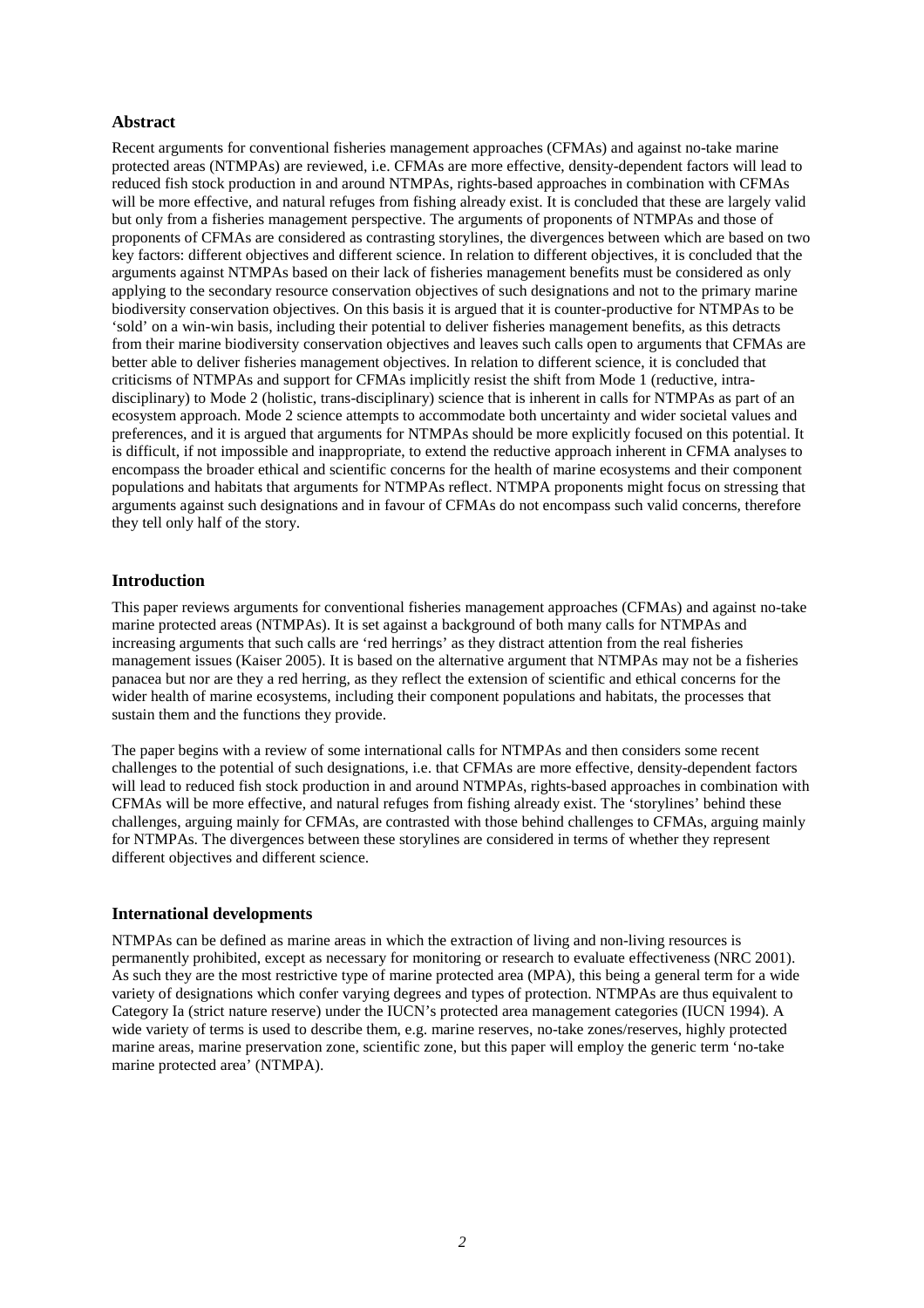## Abstract

Recent arguments for conventional fisheries management approaches (CFMAs) and against no-take marine protected areas (NTMPAs) are reviewed, i.e. CFMAs are more effective, density-dependent factors will lead to reduced fish stock production in and around NTMPAs, rights-based approaches in combination with CFMAs will be more effective, and natural refuges from fishing already exist. It is concluded that these are largely valid but only from a fisheries management perspective. The arguments of proponents of NTMPAs and those of proponents of CFMAs are considered as contrasting storylines, the divergences between which are based on two key factors: different objectives and different science. In relation to different objectives, it is concluded that the arguments against NTMPAs based on their lack of fisheries management benefits must be considered as only applying to the secondary resource conservation objectives of such designations and not to the primary marine biodiversity conservation objectives. On this basis it is argued that it is counter-productive for NTMPAs to be 'sold' on a win-win basis, including their potential to deliver fisheries management benefits, as this detracts from their marine biodiversity conservation objectives and leaves such calls open to arguments that CFMAs are better able to deliver fisheries management objectives. In relation to different science, it is concluded that criticisms of NTMPAs and support for CFMAs implicitly resist the shift from Mode 1 (reductive, intra-disciplinary) to Mode 2 (holistic, trans-disciplinary) science that is inherent in calls for NTMPAs as part of an ecosystem approach. Mode 2 science attempts to accommodate both uncertainty and wider societal values and preferences, and it is argued that arguments for NTMPAs should be more explicitly focused on this potential. It is difficult, if not impossible and inappropriate, to extend the reductive approach inherent in CFMA analyses to encompass the broader ethical and scientific concerns for the health of marine ecosystems and their component populations and habitats that arguments for NTMPAs reflect. NTMPA proponents might focus on stressing that arguments against such designations and in favour of CFMAs do not encompass such valid concerns, therefore they tell only half of the story.

## Introduction

This paper reviews arguments for conventional fisheries management approaches (CFMAs) and against no-take marine protected areas (NTMPAs). It is set against a background of both many calls for NTMPAs and increasing arguments that such calls are 'red herrings' as they distract attention from the real fisheries management issues (Kaiser 2005). It is based on the alternative argument that NTMPAs may not be a fisheries panacea but nor are they a red herring, as they reflect the extension of scientific and ethical concerns for the wider health of marine ecosystems, including their component populations and habitats, the processes that sustain them and the functions they provide.

The paper begins with a review of some international calls for NTMPAs and then considers some recent challenges to the potential of such designations, i.e. that CFMAs are more effective, density-dependent factors will lead to reduced fish stock production in and around NTMPAs, rights-based approaches in combination with CFMAs will be more effective, and natural refuges from fishing already exist. The 'storylines' behind these challenges, arguing mainly for CFMAs, are contrasted with those behind challenges to CFMAs, arguing mainly for NTMPAs. The divergences between these storylines are considered in terms of whether they represent different objectives and different science.

## International developments

NTMPAs can be defined as marine areas in which the extraction of living and non-living resources is permanently prohibited, except as necessary for monitoring or research to evaluate effectiveness (NRC 2001). As such they are the most restrictive type of marine protected area (MPA), this being a general term for a wide variety of designations which confer varying degrees and types of protection. NTMPAs are thus equivalent to Category Ia (strict nature reserve) under the IUCN's protected area management categories (IUCN 1994). A wide variety of terms is used to describe them, e.g. marine reserves, no-take zones/reserves, highly protected marine areas, marine preservation zone, scientific zone, but this paper will employ the generic term 'no-take marine protected area' (NTMPA).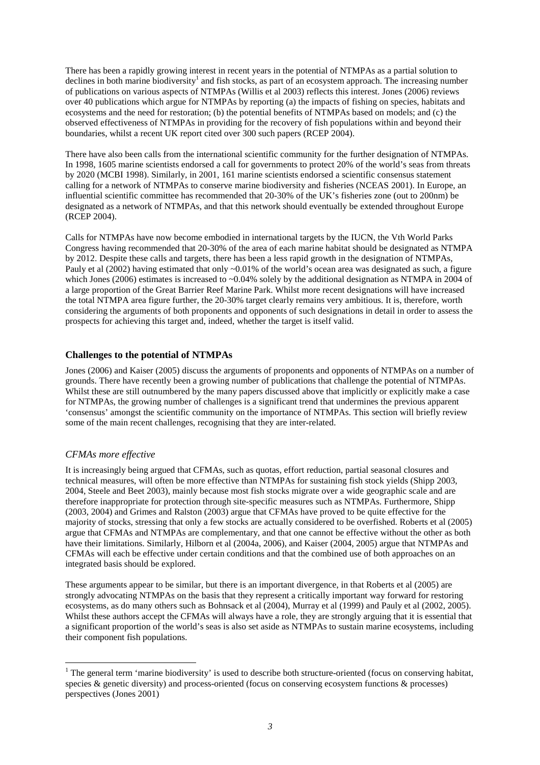There has been a rapidly growing interest in recent years in the potential of NTMPAs as a partial solution to declines in both marine biodiversity[1] and fish stocks, as part of an ecosystem approach. The increasing number of publications on various aspects of NTMPAs (Willis et al 2003) reflects this interest. Jones (2006) reviews over 40 publications which argue for NTMPAs by reporting (a) the impacts of fishing on species, habitats and ecosystems and the need for restoration; (b) the potential benefits of NTMPAs based on models; and (c) the observed effectiveness of NTMPAs in providing for the recovery of fish populations within and beyond their boundaries, whilst a recent UK report cited over 300 such papers (RCEP 2004).

There have also been calls from the international scientific community for the further designation of NTMPAs. In 1998, 1605 marine scientists endorsed a call for governments to protect 20% of the world's seas from threats by 2020 (MCBI 1998). Similarly, in 2001, 161 marine scientists endorsed a scientific consensus statement calling for a network of NTMPAs to conserve marine biodiversity and fisheries (NCEAS 2001). In Europe, an influential scientific committee has recommended that 20-30% of the UK's fisheries zone (out to 200nm) be designated as a network of NTMPAs, and that this network should eventually be extended throughout Europe (RCEP 2004).

Calls for NTMPAs have now become embodied in international targets by the IUCN, the Vth World Parks Congress having recommended that 20-30% of the area of each marine habitat should be designated as NTMPA by 2012. Despite these calls and targets, there has been a less rapid growth in the designation of NTMPAs, Pauly et al (2002) having estimated that only ~0.01% of the world's ocean area was designated as such, a figure which Jones (2006) estimates is increased to ~0.04% solely by the additional designation as NTMPA in 2004 of a large proportion of the Great Barrier Reef Marine Park. Whilst more recent designations will have increased the total NTMPA area figure further, the 20-30% target clearly remains very ambitious. It is, therefore, worth considering the arguments of both proponents and opponents of such designations in detail in order to assess the prospects for achieving this target and, indeed, whether the target is itself valid.

## Challenges to the potential of NTMPAs

Jones (2006) and Kaiser (2005) discuss the arguments of proponents and opponents of NTMPAs on a number of grounds. There have recently been a growing number of publications that challenge the potential of NTMPAs. Whilst these are still outnumbered by the many papers discussed above that implicitly or explicitly make a case for NTMPAs, the growing number of challenges is a significant trend that undermines the previous apparent 'consensus' amongst the scientific community on the importance of NTMPAs. This section will briefly review some of the main recent challenges, recognising that they are inter-related.

### *CFMAs more effective*

It is increasingly being argued that CFMAs, such as quotas, effort reduction, partial seasonal closures and technical measures, will often be more effective than NTMPAs for sustaining fish stock yields (Shipp 2003, 2004, Steele and Beet 2003), mainly because most fish stocks migrate over a wide geographic scale and are therefore inappropriate for protection through site-specific measures such as NTMPAs. Furthermore, Shipp (2003, 2004) and Grimes and Ralston (2003) argue that CFMAs have proved to be quite effective for the majority of stocks, stressing that only a few stocks are actually considered to be overfished. Roberts et al (2005) argue that CFMAs and NTMPAs are complementary, and that one cannot be effective without the other as both have their limitations. Similarly, Hilborn et al (2004a, 2006), and Kaiser (2004, 2005) argue that NTMPAs and CFMAs will each be effective under certain conditions and that the combined use of both approaches on an integrated basis should be explored.

These arguments appear to be similar, but there is an important divergence, in that Roberts et al (2005) are strongly advocating NTMPAs on the basis that they represent a critically important way forward for restoring ecosystems, as do many others such as Bohnsack et al (2004), Murray et al (1999) and Pauly et al (2002, 2005). Whilst these authors accept the CFMAs will always have a role, they are strongly arguing that it is essential that a significant proportion of the world's seas is also set aside as NTMPAs to sustain marine ecosystems, including their component fish populations.

---

[1] The general term 'marine biodiversity' is used to describe both structure-oriented (focus on conserving habitat, species & genetic diversity) and process-oriented (focus on conserving ecosystem functions & processes) perspectives (Jones 2001)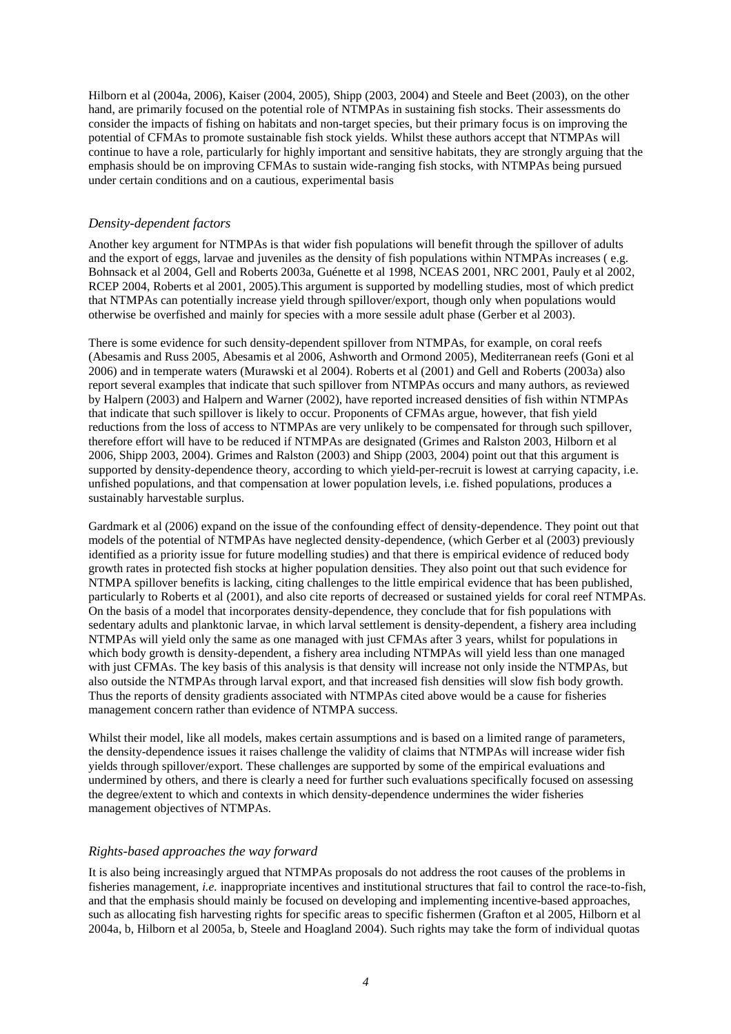Hilborn et al (2004a, 2006), Kaiser (2004, 2005), Shipp (2003, 2004) and Steele and Beet (2003), on the other hand, are primarily focused on the potential role of NTMPAs in sustaining fish stocks. Their assessments do consider the impacts of fishing on habitats and non-target species, but their primary focus is on improving the potential of CFMAs to promote sustainable fish stock yields. Whilst these authors accept that NTMPAs will continue to have a role, particularly for highly important and sensitive habitats, they are strongly arguing that the emphasis should be on improving CFMAs to sustain wide-ranging fish stocks, with NTMPAs being pursued under certain conditions and on a cautious, experimental basis

### *Density-dependent factors*

Another key argument for NTMPAs is that wider fish populations will benefit through the spillover of adults and the export of eggs, larvae and juveniles as the density of fish populations within NTMPAs increases ( e.g. Bohnsack et al 2004, Gell and Roberts 2003a, Guénette et al 1998, NCEAS 2001, NRC 2001, Pauly et al 2002, RCEP 2004, Roberts et al 2001, 2005).This argument is supported by modelling studies, most of which predict that NTMPAs can potentially increase yield through spillover/export, though only when populations would otherwise be overfished and mainly for species with a more sessile adult phase (Gerber et al 2003).

There is some evidence for such density-dependent spillover from NTMPAs, for example, on coral reefs (Abesamis and Russ 2005, Abesamis et al 2006, Ashworth and Ormond 2005), Mediterranean reefs (Goni et al 2006) and in temperate waters (Murawski et al 2004). Roberts et al (2001) and Gell and Roberts (2003a) also report several examples that indicate that such spillover from NTMPAs occurs and many authors, as reviewed by Halpern (2003) and Halpern and Warner (2002), have reported increased densities of fish within NTMPAs that indicate that such spillover is likely to occur. Proponents of CFMAs argue, however, that fish yield reductions from the loss of access to NTMPAs are very unlikely to be compensated for through such spillover, therefore effort will have to be reduced if NTMPAs are designated (Grimes and Ralston 2003, Hilborn et al 2006, Shipp 2003, 2004). Grimes and Ralston (2003) and Shipp (2003, 2004) point out that this argument is supported by density-dependence theory, according to which yield-per-recruit is lowest at carrying capacity, i.e. unfished populations, and that compensation at lower population levels, i.e. fished populations, produces a sustainably harvestable surplus.

Gardmark et al (2006) expand on the issue of the confounding effect of density-dependence. They point out that models of the potential of NTMPAs have neglected density-dependence, (which Gerber et al (2003) previously identified as a priority issue for future modelling studies) and that there is empirical evidence of reduced body growth rates in protected fish stocks at higher population densities. They also point out that such evidence for NTMPA spillover benefits is lacking, citing challenges to the little empirical evidence that has been published, particularly to Roberts et al (2001), and also cite reports of decreased or sustained yields for coral reef NTMPAs. On the basis of a model that incorporates density-dependence, they conclude that for fish populations with sedentary adults and planktonic larvae, in which larval settlement is density-dependent, a fishery area including NTMPAs will yield only the same as one managed with just CFMAs after 3 years, whilst for populations in which body growth is density-dependent, a fishery area including NTMPAs will yield less than one managed with just CFMAs. The key basis of this analysis is that density will increase not only inside the NTMPAs, but also outside the NTMPAs through larval export, and that increased fish densities will slow fish body growth. Thus the reports of density gradients associated with NTMPAs cited above would be a cause for fisheries management concern rather than evidence of NTMPA success.

Whilst their model, like all models, makes certain assumptions and is based on a limited range of parameters, the density-dependence issues it raises challenge the validity of claims that NTMPAs will increase wider fish yields through spillover/export. These challenges are supported by some of the empirical evaluations and undermined by others, and there is clearly a need for further such evaluations specifically focused on assessing the degree/extent to which and contexts in which density-dependence undermines the wider fisheries management objectives of NTMPAs.

### *Rights-based approaches the way forward*

It is also being increasingly argued that NTMPAs proposals do not address the root causes of the problems in fisheries management, *i.e.* inappropriate incentives and institutional structures that fail to control the race-to-fish, and that the emphasis should mainly be focused on developing and implementing incentive-based approaches, such as allocating fish harvesting rights for specific areas to specific fishermen (Grafton et al 2005, Hilborn et al 2004a, b, Hilborn et al 2005a, b, Steele and Hoagland 2004). Such rights may take the form of individual quotas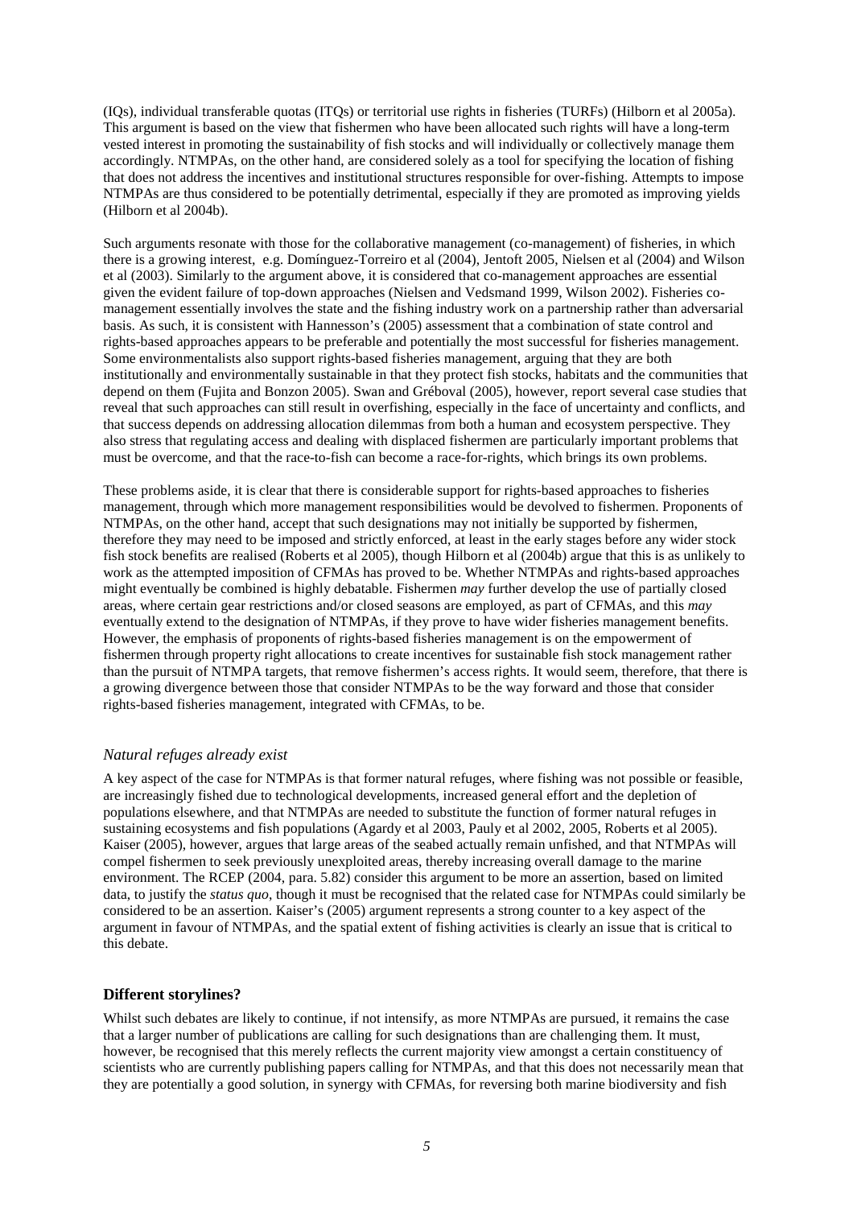(IQs), individual transferable quotas (ITQs) or territorial use rights in fisheries (TURFs) (Hilborn et al 2005a). This argument is based on the view that fishermen who have been allocated such rights will have a long-term vested interest in promoting the sustainability of fish stocks and will individually or collectively manage them accordingly. NTMPAs, on the other hand, are considered solely as a tool for specifying the location of fishing that does not address the incentives and institutional structures responsible for over-fishing. Attempts to impose NTMPAs are thus considered to be potentially detrimental, especially if they are promoted as improving yields (Hilborn et al 2004b).

Such arguments resonate with those for the collaborative management (co-management) of fisheries, in which there is a growing interest, e.g. Domínguez-Torreiro et al (2004), Jentoft 2005, Nielsen et al (2004) and Wilson et al (2003). Similarly to the argument above, it is considered that co-management approaches are essential given the evident failure of top-down approaches (Nielsen and Vedsmand 1999, Wilson 2002). Fisheries co-management essentially involves the state and the fishing industry work on a partnership rather than adversarial basis. As such, it is consistent with Hannesson's (2005) assessment that a combination of state control and rights-based approaches appears to be preferable and potentially the most successful for fisheries management. Some environmentalists also support rights-based fisheries management, arguing that they are both institutionally and environmentally sustainable in that they protect fish stocks, habitats and the communities that depend on them (Fujita and Bonzon 2005). Swan and Gréboval (2005), however, report several case studies that reveal that such approaches can still result in overfishing, especially in the face of uncertainty and conflicts, and that success depends on addressing allocation dilemmas from both a human and ecosystem perspective. They also stress that regulating access and dealing with displaced fishermen are particularly important problems that must be overcome, and that the race-to-fish can become a race-for-rights, which brings its own problems.

These problems aside, it is clear that there is considerable support for rights-based approaches to fisheries management, through which more management responsibilities would be devolved to fishermen. Proponents of NTMPAs, on the other hand, accept that such designations may not initially be supported by fishermen, therefore they may need to be imposed and strictly enforced, at least in the early stages before any wider stock fish stock benefits are realised (Roberts et al 2005), though Hilborn et al (2004b) argue that this is as unlikely to work as the attempted imposition of CFMAs has proved to be. Whether NTMPAs and rights-based approaches might eventually be combined is highly debatable. Fishermen *may* further develop the use of partially closed areas, where certain gear restrictions and/or closed seasons are employed, as part of CFMAs, and this *may* eventually extend to the designation of NTMPAs, if they prove to have wider fisheries management benefits. However, the emphasis of proponents of rights-based fisheries management is on the empowerment of fishermen through property right allocations to create incentives for sustainable fish stock management rather than the pursuit of NTMPA targets, that remove fishermen's access rights. It would seem, therefore, that there is a growing divergence between those that consider NTMPAs to be the way forward and those that consider rights-based fisheries management, integrated with CFMAs, to be.

### *Natural refuges already exist*

A key aspect of the case for NTMPAs is that former natural refuges, where fishing was not possible or feasible, are increasingly fished due to technological developments, increased general effort and the depletion of populations elsewhere, and that NTMPAs are needed to substitute the function of former natural refuges in sustaining ecosystems and fish populations (Agardy et al 2003, Pauly et al 2002, 2005, Roberts et al 2005). Kaiser (2005), however, argues that large areas of the seabed actually remain unfished, and that NTMPAs will compel fishermen to seek previously unexploited areas, thereby increasing overall damage to the marine environment. The RCEP (2004, para. 5.82) consider this argument to be more an assertion, based on limited data, to justify the *status quo*, though it must be recognised that the related case for NTMPAs could similarly be considered to be an assertion. Kaiser's (2005) argument represents a strong counter to a key aspect of the argument in favour of NTMPAs, and the spatial extent of fishing activities is clearly an issue that is critical to this debate.

## **Different storylines?**

Whilst such debates are likely to continue, if not intensify, as more NTMPAs are pursued, it remains the case that a larger number of publications are calling for such designations than are challenging them. It must, however, be recognised that this merely reflects the current majority view amongst a certain constituency of scientists who are currently publishing papers calling for NTMPAs, and that this does not necessarily mean that they are potentially a good solution, in synergy with CFMAs, for reversing both marine biodiversity and fish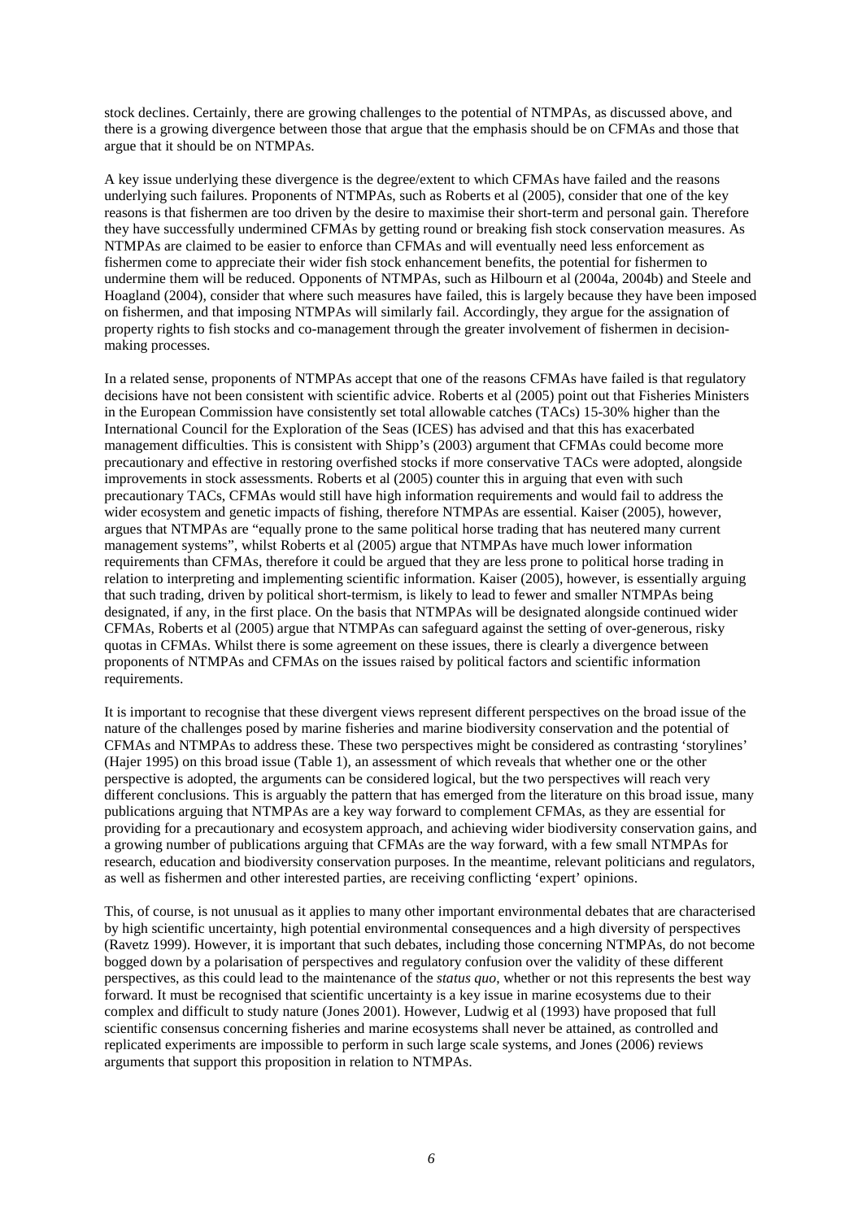stock declines. Certainly, there are growing challenges to the potential of NTMPAs, as discussed above, and there is a growing divergence between those that argue that the emphasis should be on CFMAs and those that argue that it should be on NTMPAs.

A key issue underlying these divergence is the degree/extent to which CFMAs have failed and the reasons underlying such failures. Proponents of NTMPAs, such as Roberts et al (2005), consider that one of the key reasons is that fishermen are too driven by the desire to maximise their short-term and personal gain. Therefore they have successfully undermined CFMAs by getting round or breaking fish stock conservation measures. As NTMPAs are claimed to be easier to enforce than CFMAs and will eventually need less enforcement as fishermen come to appreciate their wider fish stock enhancement benefits, the potential for fishermen to undermine them will be reduced. Opponents of NTMPAs, such as Hilbourn et al (2004a, 2004b) and Steele and Hoagland (2004), consider that where such measures have failed, this is largely because they have been imposed on fishermen, and that imposing NTMPAs will similarly fail. Accordingly, they argue for the assignation of property rights to fish stocks and co-management through the greater involvement of fishermen in decision-making processes.

In a related sense, proponents of NTMPAs accept that one of the reasons CFMAs have failed is that regulatory decisions have not been consistent with scientific advice. Roberts et al (2005) point out that Fisheries Ministers in the European Commission have consistently set total allowable catches (TACs) 15-30% higher than the International Council for the Exploration of the Seas (ICES) has advised and that this has exacerbated management difficulties. This is consistent with Shipp's (2003) argument that CFMAs could become more precautionary and effective in restoring overfished stocks if more conservative TACs were adopted, alongside improvements in stock assessments. Roberts et al (2005) counter this in arguing that even with such precautionary TACs, CFMAs would still have high information requirements and would fail to address the wider ecosystem and genetic impacts of fishing, therefore NTMPAs are essential. Kaiser (2005), however, argues that NTMPAs are "equally prone to the same political horse trading that has neutered many current management systems", whilst Roberts et al (2005) argue that NTMPAs have much lower information requirements than CFMAs, therefore it could be argued that they are less prone to political horse trading in relation to interpreting and implementing scientific information. Kaiser (2005), however, is essentially arguing that such trading, driven by political short-termism, is likely to lead to fewer and smaller NTMPAs being designated, if any, in the first place. On the basis that NTMPAs will be designated alongside continued wider CFMAs, Roberts et al (2005) argue that NTMPAs can safeguard against the setting of over-generous, risky quotas in CFMAs. Whilst there is some agreement on these issues, there is clearly a divergence between proponents of NTMPAs and CFMAs on the issues raised by political factors and scientific information requirements.

It is important to recognise that these divergent views represent different perspectives on the broad issue of the nature of the challenges posed by marine fisheries and marine biodiversity conservation and the potential of CFMAs and NTMPAs to address these. These two perspectives might be considered as contrasting 'storylines' (Hajer 1995) on this broad issue (Table 1), an assessment of which reveals that whether one or the other perspective is adopted, the arguments can be considered logical, but the two perspectives will reach very different conclusions. This is arguably the pattern that has emerged from the literature on this broad issue, many publications arguing that NTMPAs are a key way forward to complement CFMAs, as they are essential for providing for a precautionary and ecosystem approach, and achieving wider biodiversity conservation gains, and a growing number of publications arguing that CFMAs are the way forward, with a few small NTMPAs for research, education and biodiversity conservation purposes. In the meantime, relevant politicians and regulators, as well as fishermen and other interested parties, are receiving conflicting 'expert' opinions.

This, of course, is not unusual as it applies to many other important environmental debates that are characterised by high scientific uncertainty, high potential environmental consequences and a high diversity of perspectives (Ravetz 1999). However, it is important that such debates, including those concerning NTMPAs, do not become bogged down by a polarisation of perspectives and regulatory confusion over the validity of these different perspectives, as this could lead to the maintenance of the *status quo*, whether or not this represents the best way forward. It must be recognised that scientific uncertainty is a key issue in marine ecosystems due to their complex and difficult to study nature (Jones 2001). However, Ludwig et al (1993) have proposed that full scientific consensus concerning fisheries and marine ecosystems shall never be attained, as controlled and replicated experiments are impossible to perform in such large scale systems, and Jones (2006) reviews arguments that support this proposition in relation to NTMPAs.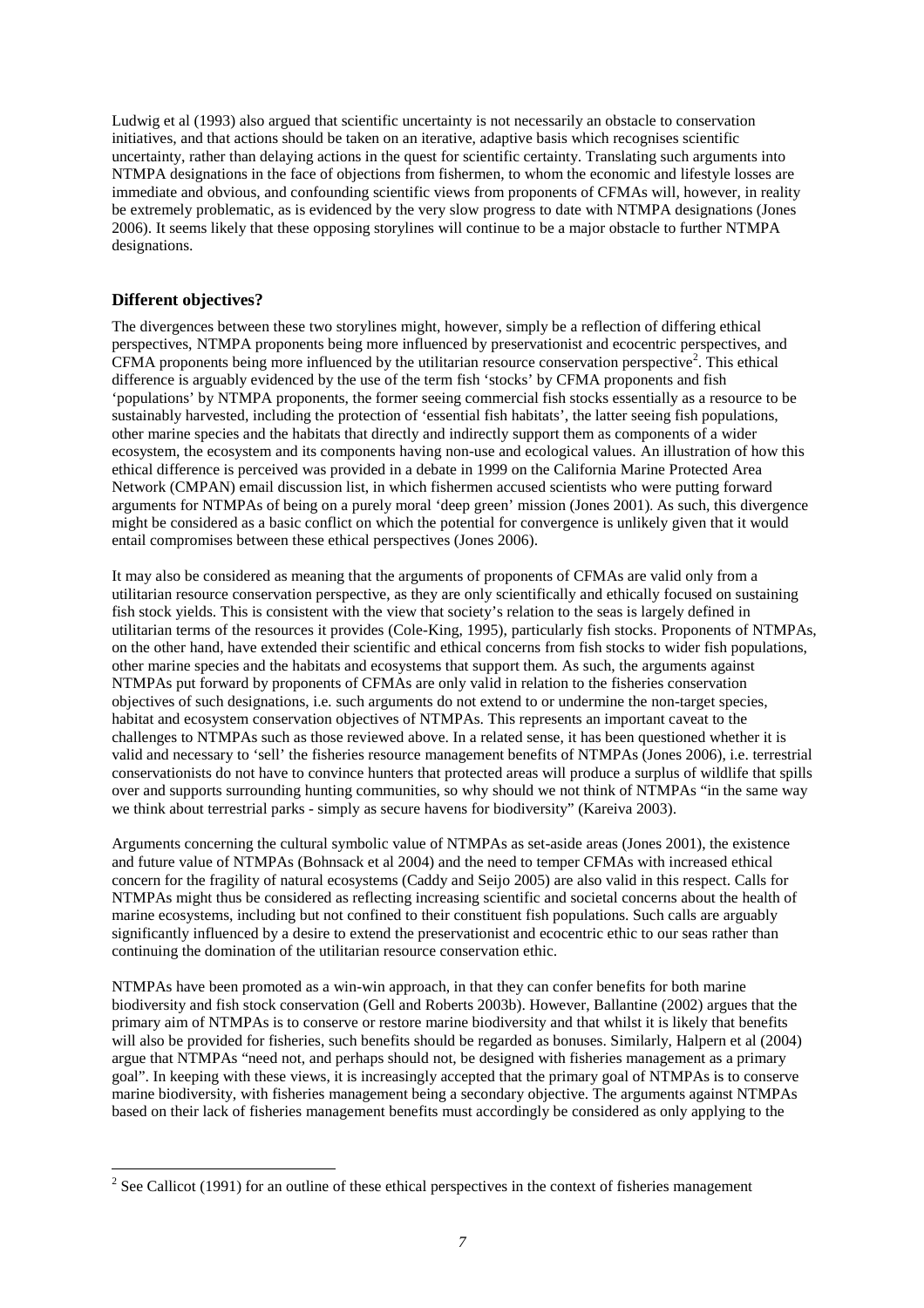Ludwig et al (1993) also argued that scientific uncertainty is not necessarily an obstacle to conservation initiatives, and that actions should be taken on an iterative, adaptive basis which recognises scientific uncertainty, rather than delaying actions in the quest for scientific certainty. Translating such arguments into NTMPA designations in the face of objections from fishermen, to whom the economic and lifestyle losses are immediate and obvious, and confounding scientific views from proponents of CFMAs will, however, in reality be extremely problematic, as is evidenced by the very slow progress to date with NTMPA designations (Jones 2006). It seems likely that these opposing storylines will continue to be a major obstacle to further NTMPA designations.

## Different objectives?

The divergences between these two storylines might, however, simply be a reflection of differing ethical perspectives, NTMPA proponents being more influenced by preservationist and ecocentric perspectives, and CFMA proponents being more influenced by the utilitarian resource conservation perspective[2]. This ethical difference is arguably evidenced by the use of the term fish 'stocks' by CFMA proponents and fish 'populations' by NTMPA proponents, the former seeing commercial fish stocks essentially as a resource to be sustainably harvested, including the protection of 'essential fish habitats', the latter seeing fish populations, other marine species and the habitats that directly and indirectly support them as components of a wider ecosystem, the ecosystem and its components having non-use and ecological values. An illustration of how this ethical difference is perceived was provided in a debate in 1999 on the California Marine Protected Area Network (CMPAN) email discussion list, in which fishermen accused scientists who were putting forward arguments for NTMPAs of being on a purely moral 'deep green' mission (Jones 2001). As such, this divergence might be considered as a basic conflict on which the potential for convergence is unlikely given that it would entail compromises between these ethical perspectives (Jones 2006).

It may also be considered as meaning that the arguments of proponents of CFMAs are valid only from a utilitarian resource conservation perspective, as they are only scientifically and ethically focused on sustaining fish stock yields. This is consistent with the view that society's relation to the seas is largely defined in utilitarian terms of the resources it provides (Cole-King, 1995), particularly fish stocks. Proponents of NTMPAs, on the other hand, have extended their scientific and ethical concerns from fish stocks to wider fish populations, other marine species and the habitats and ecosystems that support them. As such, the arguments against NTMPAs put forward by proponents of CFMAs are only valid in relation to the fisheries conservation objectives of such designations, i.e. such arguments do not extend to or undermine the non-target species, habitat and ecosystem conservation objectives of NTMPAs. This represents an important caveat to the challenges to NTMPAs such as those reviewed above. In a related sense, it has been questioned whether it is valid and necessary to 'sell' the fisheries resource management benefits of NTMPAs (Jones 2006), i.e. terrestrial conservationists do not have to convince hunters that protected areas will produce a surplus of wildlife that spills over and supports surrounding hunting communities, so why should we not think of NTMPAs "in the same way we think about terrestrial parks - simply as secure havens for biodiversity" (Kareiva 2003).

Arguments concerning the cultural symbolic value of NTMPAs as set-aside areas (Jones 2001), the existence and future value of NTMPAs (Bohnsack et al 2004) and the need to temper CFMAs with increased ethical concern for the fragility of natural ecosystems (Caddy and Seijo 2005) are also valid in this respect. Calls for NTMPAs might thus be considered as reflecting increasing scientific and societal concerns about the health of marine ecosystems, including but not confined to their constituent fish populations. Such calls are arguably significantly influenced by a desire to extend the preservationist and ecocentric ethic to our seas rather than continuing the domination of the utilitarian resource conservation ethic.

NTMPAs have been promoted as a win-win approach, in that they can confer benefits for both marine biodiversity and fish stock conservation (Gell and Roberts 2003b). However, Ballantine (2002) argues that the primary aim of NTMPAs is to conserve or restore marine biodiversity and that whilst it is likely that benefits will also be provided for fisheries, such benefits should be regarded as bonuses. Similarly, Halpern et al (2004) argue that NTMPAs "need not, and perhaps should not, be designed with fisheries management as a primary goal". In keeping with these views, it is increasingly accepted that the primary goal of NTMPAs is to conserve marine biodiversity, with fisheries management being a secondary objective. The arguments against NTMPAs based on their lack of fisheries management benefits must accordingly be considered as only applying to the

[2] See Callicot (1991) for an outline of these ethical perspectives in the context of fisheries management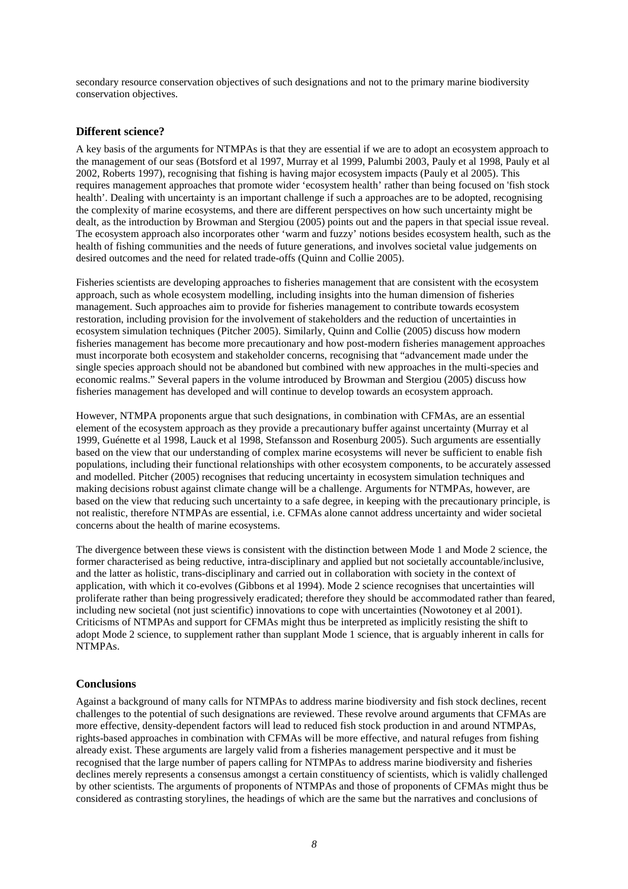secondary resource conservation objectives of such designations and not to the primary marine biodiversity conservation objectives.

## Different science?

A key basis of the arguments for NTMPAs is that they are essential if we are to adopt an ecosystem approach to the management of our seas (Botsford et al 1997, Murray et al 1999, Palumbi 2003, Pauly et al 1998, Pauly et al 2002, Roberts 1997), recognising that fishing is having major ecosystem impacts (Pauly et al 2005). This requires management approaches that promote wider 'ecosystem health' rather than being focused on 'fish stock health'. Dealing with uncertainty is an important challenge if such a approaches are to be adopted, recognising the complexity of marine ecosystems, and there are different perspectives on how such uncertainty might be dealt, as the introduction by Browman and Stergiou (2005) points out and the papers in that special issue reveal. The ecosystem approach also incorporates other 'warm and fuzzy' notions besides ecosystem health, such as the health of fishing communities and the needs of future generations, and involves societal value judgements on desired outcomes and the need for related trade-offs (Quinn and Collie 2005).

Fisheries scientists are developing approaches to fisheries management that are consistent with the ecosystem approach, such as whole ecosystem modelling, including insights into the human dimension of fisheries management. Such approaches aim to provide for fisheries management to contribute towards ecosystem restoration, including provision for the involvement of stakeholders and the reduction of uncertainties in ecosystem simulation techniques (Pitcher 2005). Similarly, Quinn and Collie (2005) discuss how modern fisheries management has become more precautionary and how post-modern fisheries management approaches must incorporate both ecosystem and stakeholder concerns, recognising that "advancement made under the single species approach should not be abandoned but combined with new approaches in the multi-species and economic realms." Several papers in the volume introduced by Browman and Stergiou (2005) discuss how fisheries management has developed and will continue to develop towards an ecosystem approach.

However, NTMPA proponents argue that such designations, in combination with CFMAs, are an essential element of the ecosystem approach as they provide a precautionary buffer against uncertainty (Murray et al 1999, Guénette et al 1998, Lauck et al 1998, Stefansson and Rosenburg 2005). Such arguments are essentially based on the view that our understanding of complex marine ecosystems will never be sufficient to enable fish populations, including their functional relationships with other ecosystem components, to be accurately assessed and modelled. Pitcher (2005) recognises that reducing uncertainty in ecosystem simulation techniques and making decisions robust against climate change will be a challenge. Arguments for NTMPAs, however, are based on the view that reducing such uncertainty to a safe degree, in keeping with the precautionary principle, is not realistic, therefore NTMPAs are essential, i.e. CFMAs alone cannot address uncertainty and wider societal concerns about the health of marine ecosystems.

The divergence between these views is consistent with the distinction between Mode 1 and Mode 2 science, the former characterised as being reductive, intra-disciplinary and applied but not societally accountable/inclusive, and the latter as holistic, trans-disciplinary and carried out in collaboration with society in the context of application, with which it co-evolves (Gibbons et al 1994). Mode 2 science recognises that uncertainties will proliferate rather than being progressively eradicated; therefore they should be accommodated rather than feared, including new societal (not just scientific) innovations to cope with uncertainties (Nowotoney et al 2001). Criticisms of NTMPAs and support for CFMAs might thus be interpreted as implicitly resisting the shift to adopt Mode 2 science, to supplement rather than supplant Mode 1 science, that is arguably inherent in calls for NTMPAs.

## Conclusions

Against a background of many calls for NTMPAs to address marine biodiversity and fish stock declines, recent challenges to the potential of such designations are reviewed. These revolve around arguments that CFMAs are more effective, density-dependent factors will lead to reduced fish stock production in and around NTMPAs, rights-based approaches in combination with CFMAs will be more effective, and natural refuges from fishing already exist. These arguments are largely valid from a fisheries management perspective and it must be recognised that the large number of papers calling for NTMPAs to address marine biodiversity and fisheries declines merely represents a consensus amongst a certain constituency of scientists, which is validly challenged by other scientists. The arguments of proponents of NTMPAs and those of proponents of CFMAs might thus be considered as contrasting storylines, the headings of which are the same but the narratives and conclusions of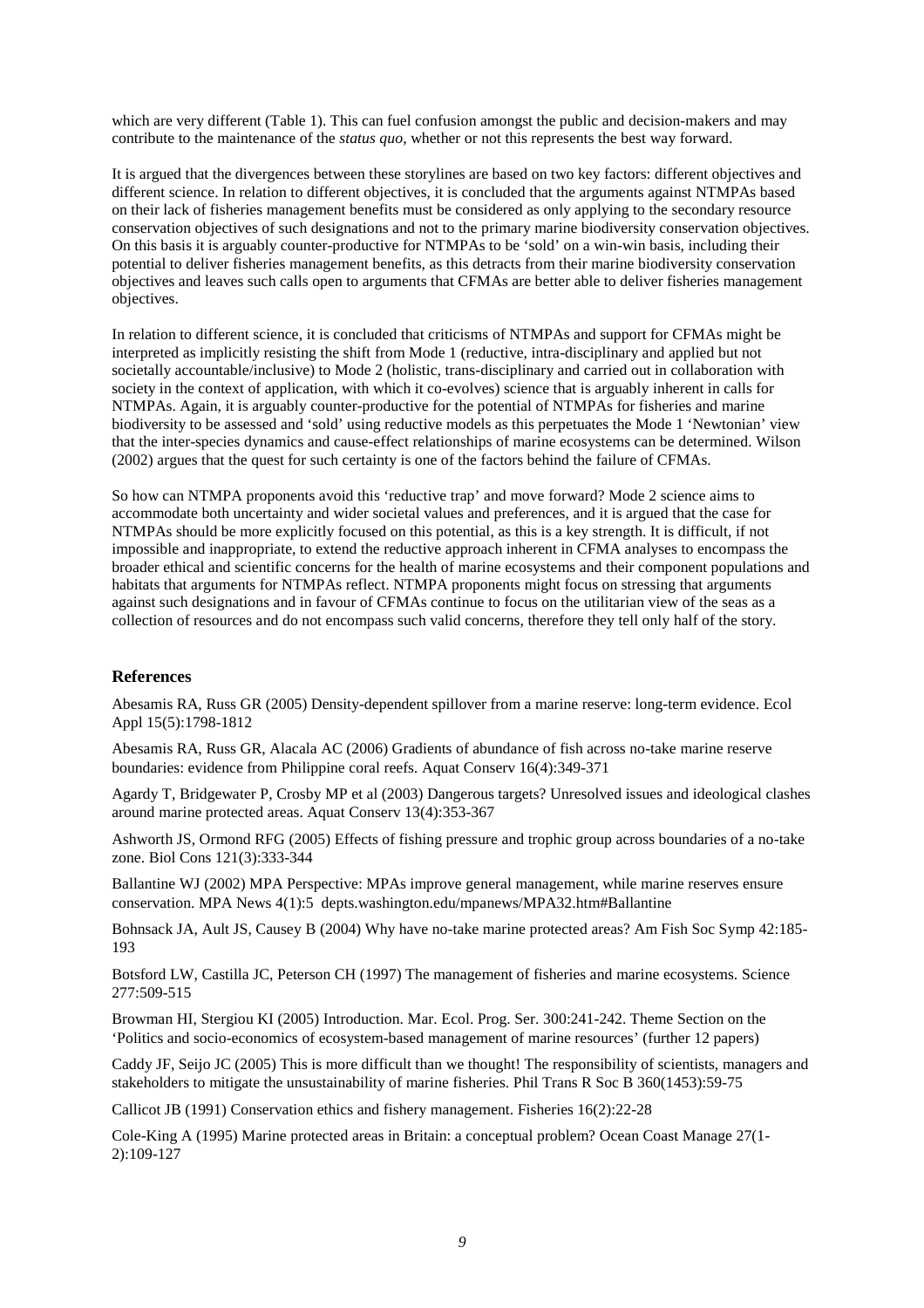which are very different (Table 1). This can fuel confusion amongst the public and decision-makers and may contribute to the maintenance of the *status quo*, whether or not this represents the best way forward.

It is argued that the divergences between these storylines are based on two key factors: different objectives and different science. In relation to different objectives, it is concluded that the arguments against NTMPAs based on their lack of fisheries management benefits must be considered as only applying to the secondary resource conservation objectives of such designations and not to the primary marine biodiversity conservation objectives. On this basis it is arguably counter-productive for NTMPAs to be 'sold' on a win-win basis, including their potential to deliver fisheries management benefits, as this detracts from their marine biodiversity conservation objectives and leaves such calls open to arguments that CFMAs are better able to deliver fisheries management objectives.

In relation to different science, it is concluded that criticisms of NTMPAs and support for CFMAs might be interpreted as implicitly resisting the shift from Mode 1 (reductive, intra-disciplinary and applied but not societally accountable/inclusive) to Mode 2 (holistic, trans-disciplinary and carried out in collaboration with society in the context of application, with which it co-evolves) science that is arguably inherent in calls for NTMPAs. Again, it is arguably counter-productive for the potential of NTMPAs for fisheries and marine biodiversity to be assessed and 'sold' using reductive models as this perpetuates the Mode 1 'Newtonian' view that the inter-species dynamics and cause-effect relationships of marine ecosystems can be determined. Wilson (2002) argues that the quest for such certainty is one of the factors behind the failure of CFMAs.

So how can NTMPA proponents avoid this 'reductive trap' and move forward? Mode 2 science aims to accommodate both uncertainty and wider societal values and preferences, and it is argued that the case for NTMPAs should be more explicitly focused on this potential, as this is a key strength. It is difficult, if not impossible and inappropriate, to extend the reductive approach inherent in CFMA analyses to encompass the broader ethical and scientific concerns for the health of marine ecosystems and their component populations and habitats that arguments for NTMPAs reflect. NTMPA proponents might focus on stressing that arguments against such designations and in favour of CFMAs continue to focus on the utilitarian view of the seas as a collection of resources and do not encompass such valid concerns, therefore they tell only half of the story.

## References

Abesamis RA, Russ GR (2005) Density-dependent spillover from a marine reserve: long-term evidence. Ecol Appl 15(5):1798-1812

Abesamis RA, Russ GR, Alacala AC (2006) Gradients of abundance of fish across no-take marine reserve boundaries: evidence from Philippine coral reefs. Aquat Conserv 16(4):349-371

Agardy T, Bridgewater P, Crosby MP et al (2003) Dangerous targets? Unresolved issues and ideological clashes around marine protected areas. Aquat Conserv 13(4):353-367

Ashworth JS, Ormond RFG (2005) Effects of fishing pressure and trophic group across boundaries of a no-take zone. Biol Cons 121(3):333-344

Ballantine WJ (2002) MPA Perspective: MPAs improve general management, while marine reserves ensure conservation. MPA News 4(1):5 depts.washington.edu/mpanews/MPA32.htm#Ballantine

Bohnsack JA, Ault JS, Causey B (2004) Why have no-take marine protected areas? Am Fish Soc Symp 42:185-193

Botsford LW, Castilla JC, Peterson CH (1997) The management of fisheries and marine ecosystems. Science 277:509-515

Browman HI, Stergiou KI (2005) Introduction. Mar. Ecol. Prog. Ser. 300:241-242. Theme Section on the 'Politics and socio-economics of ecosystem-based management of marine resources' (further 12 papers)

Caddy JF, Seijo JC (2005) This is more difficult than we thought! The responsibility of scientists, managers and stakeholders to mitigate the unsustainability of marine fisheries. Phil Trans R Soc B 360(1453):59-75

Callicot JB (1991) Conservation ethics and fishery management. Fisheries 16(2):22-28

Cole-King A (1995) Marine protected areas in Britain: a conceptual problem? Ocean Coast Manage 27(1-2):109-127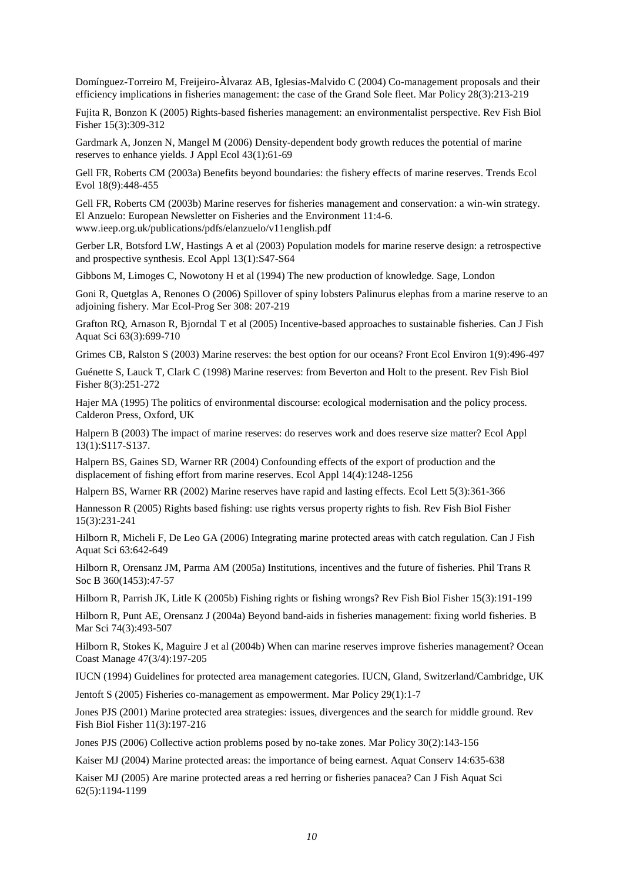Domínguez-Torreiro M, Freijeiro-Àlvaraz AB, Iglesias-Malvido C (2004) Co-management proposals and their efficiency implications in fisheries management: the case of the Grand Sole fleet. Mar Policy 28(3):213-219

Fujita R, Bonzon K (2005) Rights-based fisheries management: an environmentalist perspective. Rev Fish Biol Fisher 15(3):309-312

Gardmark A, Jonzen N, Mangel M (2006) Density-dependent body growth reduces the potential of marine reserves to enhance yields. J Appl Ecol 43(1):61-69

Gell FR, Roberts CM (2003a) Benefits beyond boundaries: the fishery effects of marine reserves. Trends Ecol Evol 18(9):448-455

Gell FR, Roberts CM (2003b) Marine reserves for fisheries management and conservation: a win-win strategy. El Anzuelo: European Newsletter on Fisheries and the Environment 11:4-6. www.ieep.org.uk/publications/pdfs/elanzuelo/v11english.pdf

Gerber LR, Botsford LW, Hastings A et al (2003) Population models for marine reserve design: a retrospective and prospective synthesis. Ecol Appl 13(1):S47-S64

Gibbons M, Limoges C, Nowotony H et al (1994) The new production of knowledge. Sage, London

Goni R, Quetglas A, Renones O (2006) Spillover of spiny lobsters Palinurus elephas from a marine reserve to an adjoining fishery. Mar Ecol-Prog Ser 308: 207-219

Grafton RQ, Arnason R, Bjorndal T et al (2005) Incentive-based approaches to sustainable fisheries. Can J Fish Aquat Sci 63(3):699-710

Grimes CB, Ralston S (2003) Marine reserves: the best option for our oceans? Front Ecol Environ 1(9):496-497

Guénette S, Lauck T, Clark C (1998) Marine reserves: from Beverton and Holt to the present. Rev Fish Biol Fisher 8(3):251-272

Hajer MA (1995) The politics of environmental discourse: ecological modernisation and the policy process. Calderon Press, Oxford, UK

Halpern B (2003) The impact of marine reserves: do reserves work and does reserve size matter? Ecol Appl 13(1):S117-S137.

Halpern BS, Gaines SD, Warner RR (2004) Confounding effects of the export of production and the displacement of fishing effort from marine reserves. Ecol Appl 14(4):1248-1256

Halpern BS, Warner RR (2002) Marine reserves have rapid and lasting effects. Ecol Lett 5(3):361-366

Hannesson R (2005) Rights based fishing: use rights versus property rights to fish. Rev Fish Biol Fisher 15(3):231-241

Hilborn R, Micheli F, De Leo GA (2006) Integrating marine protected areas with catch regulation. Can J Fish Aquat Sci 63:642-649

Hilborn R, Orensanz JM, Parma AM (2005a) Institutions, incentives and the future of fisheries. Phil Trans R Soc B 360(1453):47-57

Hilborn R, Parrish JK, Litle K (2005b) Fishing rights or fishing wrongs? Rev Fish Biol Fisher 15(3):191-199

Hilborn R, Punt AE, Orensanz J (2004a) Beyond band-aids in fisheries management: fixing world fisheries. B Mar Sci 74(3):493-507

Hilborn R, Stokes K, Maguire J et al (2004b) When can marine reserves improve fisheries management? Ocean Coast Manage 47(3/4):197-205

IUCN (1994) Guidelines for protected area management categories. IUCN, Gland, Switzerland/Cambridge, UK

Jentoft S (2005) Fisheries co-management as empowerment. Mar Policy 29(1):1-7

Jones PJS (2001) Marine protected area strategies: issues, divergences and the search for middle ground. Rev Fish Biol Fisher 11(3):197-216

Jones PJS (2006) Collective action problems posed by no-take zones. Mar Policy 30(2):143-156

Kaiser MJ (2004) Marine protected areas: the importance of being earnest. Aquat Conserv 14:635-638

Kaiser MJ (2005) Are marine protected areas a red herring or fisheries panacea? Can J Fish Aquat Sci 62(5):1194-1199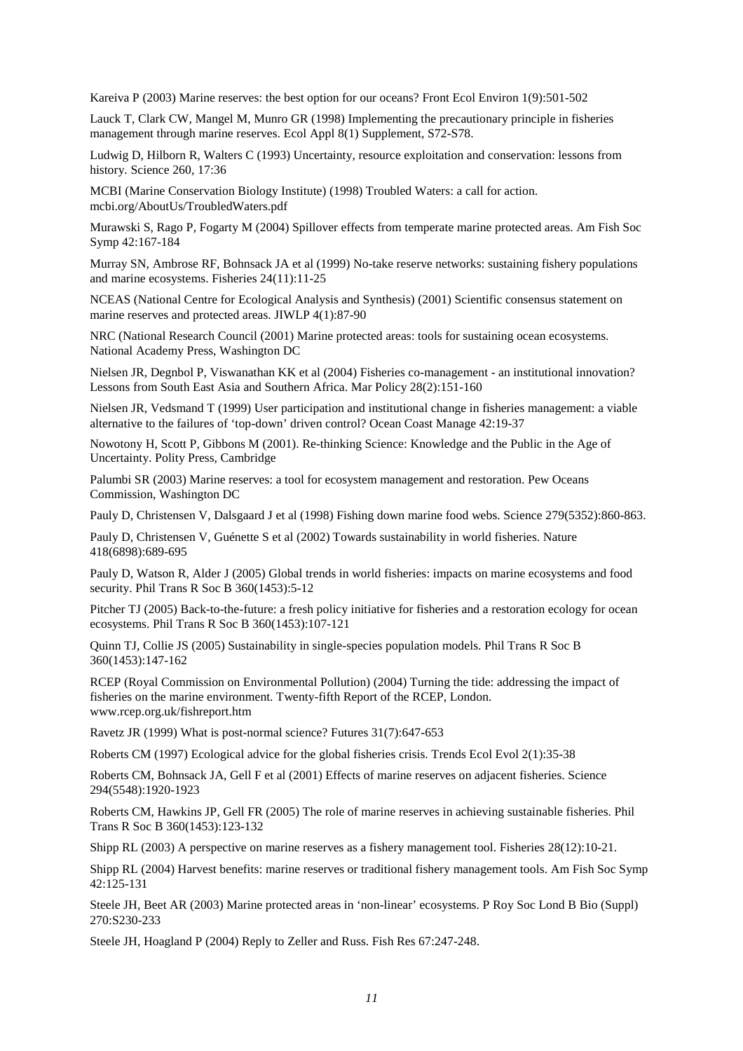Kareiva P (2003) Marine reserves: the best option for our oceans? Front Ecol Environ 1(9):501-502

Lauck T, Clark CW, Mangel M, Munro GR (1998) Implementing the precautionary principle in fisheries management through marine reserves. Ecol Appl 8(1) Supplement, S72-S78.

Ludwig D, Hilborn R, Walters C (1993) Uncertainty, resource exploitation and conservation: lessons from history. Science 260, 17:36

MCBI (Marine Conservation Biology Institute) (1998) Troubled Waters: a call for action. mcbi.org/AboutUs/TroubledWaters.pdf

Murawski S, Rago P, Fogarty M (2004) Spillover effects from temperate marine protected areas. Am Fish Soc Symp 42:167-184

Murray SN, Ambrose RF, Bohnsack JA et al (1999) No-take reserve networks: sustaining fishery populations and marine ecosystems. Fisheries 24(11):11-25

NCEAS (National Centre for Ecological Analysis and Synthesis) (2001) Scientific consensus statement on marine reserves and protected areas. JIWLP 4(1):87-90

NRC (National Research Council (2001) Marine protected areas: tools for sustaining ocean ecosystems. National Academy Press, Washington DC

Nielsen JR, Degnbol P, Viswanathan KK et al (2004) Fisheries co-management - an institutional innovation? Lessons from South East Asia and Southern Africa. Mar Policy 28(2):151-160

Nielsen JR, Vedsmand T (1999) User participation and institutional change in fisheries management: a viable alternative to the failures of 'top-down' driven control? Ocean Coast Manage 42:19-37

Nowotony H, Scott P, Gibbons M (2001). Re-thinking Science: Knowledge and the Public in the Age of Uncertainty. Polity Press, Cambridge

Palumbi SR (2003) Marine reserves: a tool for ecosystem management and restoration. Pew Oceans Commission, Washington DC

Pauly D, Christensen V, Dalsgaard J et al (1998) Fishing down marine food webs. Science 279(5352):860-863.

Pauly D, Christensen V, Guénette S et al (2002) Towards sustainability in world fisheries. Nature 418(6898):689-695

Pauly D, Watson R, Alder J (2005) Global trends in world fisheries: impacts on marine ecosystems and food security. Phil Trans R Soc B 360(1453):5-12

Pitcher TJ (2005) Back-to-the-future: a fresh policy initiative for fisheries and a restoration ecology for ocean ecosystems. Phil Trans R Soc B 360(1453):107-121

Quinn TJ, Collie JS (2005) Sustainability in single-species population models. Phil Trans R Soc B 360(1453):147-162

RCEP (Royal Commission on Environmental Pollution) (2004) Turning the tide: addressing the impact of fisheries on the marine environment. Twenty-fifth Report of the RCEP, London. www.rcep.org.uk/fishreport.htm

Ravetz JR (1999) What is post-normal science? Futures 31(7):647-653

Roberts CM (1997) Ecological advice for the global fisheries crisis. Trends Ecol Evol 2(1):35-38

Roberts CM, Bohnsack JA, Gell F et al (2001) Effects of marine reserves on adjacent fisheries. Science 294(5548):1920-1923

Roberts CM, Hawkins JP, Gell FR (2005) The role of marine reserves in achieving sustainable fisheries. Phil Trans R Soc B 360(1453):123-132

Shipp RL (2003) A perspective on marine reserves as a fishery management tool. Fisheries 28(12):10-21.

Shipp RL (2004) Harvest benefits: marine reserves or traditional fishery management tools. Am Fish Soc Symp 42:125-131

Steele JH, Beet AR (2003) Marine protected areas in 'non-linear' ecosystems. P Roy Soc Lond B Bio (Suppl) 270:S230-233

Steele JH, Hoagland P (2004) Reply to Zeller and Russ. Fish Res 67:247-248.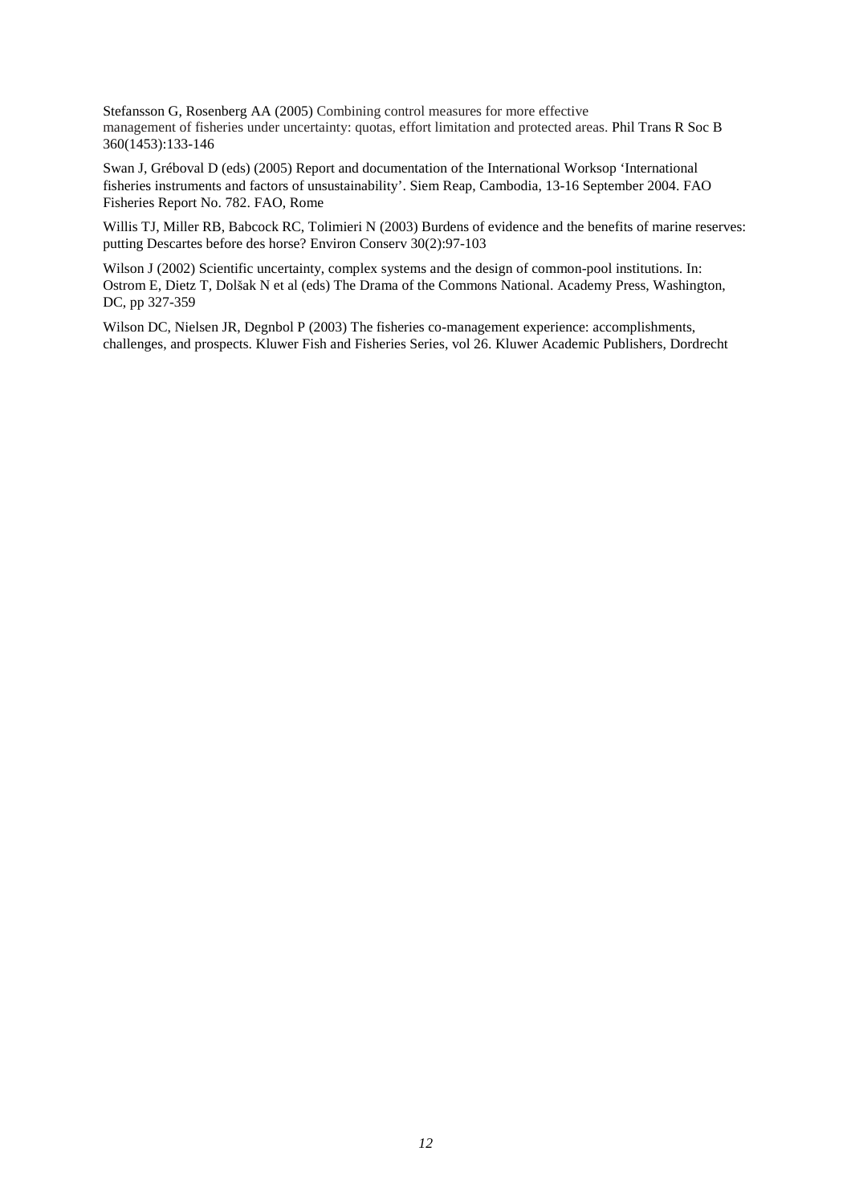Stefansson G, Rosenberg AA (2005) Combining control measures for more effective management of fisheries under uncertainty: quotas, effort limitation and protected areas. Phil Trans R Soc B 360(1453):133-146

Swan J, Gréboval D (eds) (2005) Report and documentation of the International Worksop 'International fisheries instruments and factors of unsustainability'. Siem Reap, Cambodia, 13-16 September 2004. FAO Fisheries Report No. 782. FAO, Rome

Willis TJ, Miller RB, Babcock RC, Tolimieri N (2003) Burdens of evidence and the benefits of marine reserves: putting Descartes before des horse? Environ Conserv 30(2):97-103

Wilson J (2002) Scientific uncertainty, complex systems and the design of common-pool institutions. In: Ostrom E, Dietz T, Dolšak N et al (eds) The Drama of the Commons National. Academy Press, Washington, DC, pp 327-359

Wilson DC, Nielsen JR, Degnbol P (2003) The fisheries co-management experience: accomplishments, challenges, and prospects. Kluwer Fish and Fisheries Series, vol 26. Kluwer Academic Publishers, Dordrecht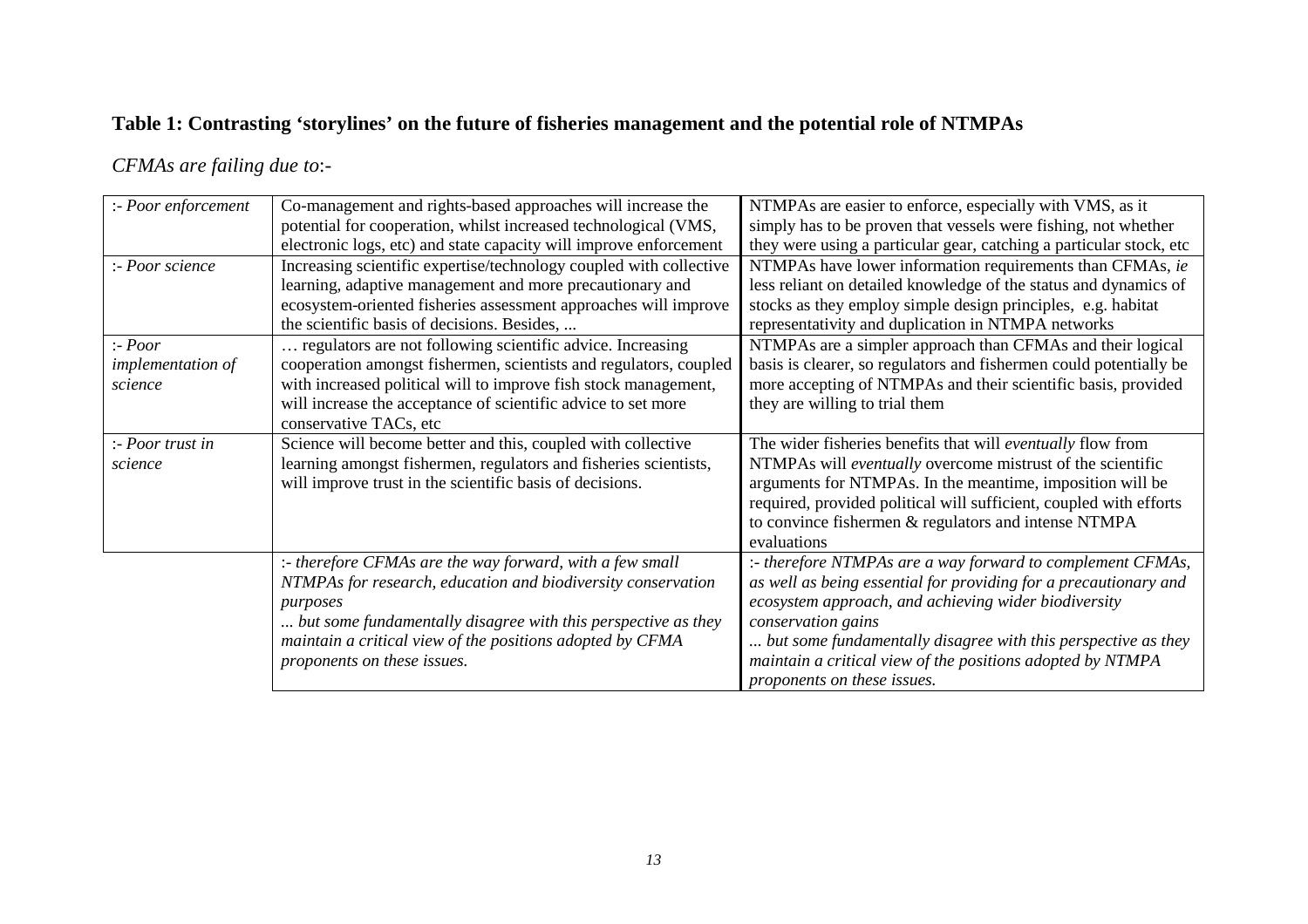**Table 1: Contrasting 'storylines' on the future of fisheries management and the potential role of NTMPAs**

*CFMAs are failing due to*:-

| | | |
|---|---|---|
| :- *Poor enforcement* | Co-management and rights-based approaches will increase the potential for cooperation, whilst increased technological (VMS, electronic logs, etc) and state capacity will improve enforcement | NTMPAs are easier to enforce, especially with VMS, as it simply has to be proven that vessels were fishing, not whether they were using a particular gear, catching a particular stock, etc |
| :- *Poor science* | Increasing scientific expertise/technology coupled with collective learning, adaptive management and more precautionary and ecosystem-oriented fisheries assessment approaches will improve the scientific basis of decisions. Besides, ... | NTMPAs have lower information requirements than CFMAs, *ie* less reliant on detailed knowledge of the status and dynamics of stocks as they employ simple design principles, e.g. habitat representativity and duplication in NTMPA networks |
| :- *Poor implementation of science* | … regulators are not following scientific advice. Increasing cooperation amongst fishermen, scientists and regulators, coupled with increased political will to improve fish stock management, will increase the acceptance of scientific advice to set more conservative TACs, etc | NTMPAs are a simpler approach than CFMAs and their logical basis is clearer, so regulators and fishermen could potentially be more accepting of NTMPAs and their scientific basis, provided they are willing to trial them |
| :- *Poor trust in science* | Science will become better and this, coupled with collective learning amongst fishermen, regulators and fisheries scientists, will improve trust in the scientific basis of decisions. | The wider fisheries benefits that will *eventually* flow from NTMPAs will *eventually* overcome mistrust of the scientific arguments for NTMPAs. In the meantime, imposition will be required, provided political will sufficient, coupled with efforts to convince fishermen & regulators and intense NTMPA evaluations |
| | *:- therefore CFMAs are the way forward, with a few small NTMPAs for research, education and biodiversity conservation purposes*<br>*... but some fundamentally disagree with this perspective as they maintain a critical view of the positions adopted by CFMA proponents on these issues.* | *:- therefore NTMPAs are a way forward to complement CFMAs, as well as being essential for providing for a precautionary and ecosystem approach, and achieving wider biodiversity conservation gains*<br>*... but some fundamentally disagree with this perspective as they maintain a critical view of the positions adopted by NTMPA proponents on these issues.* |